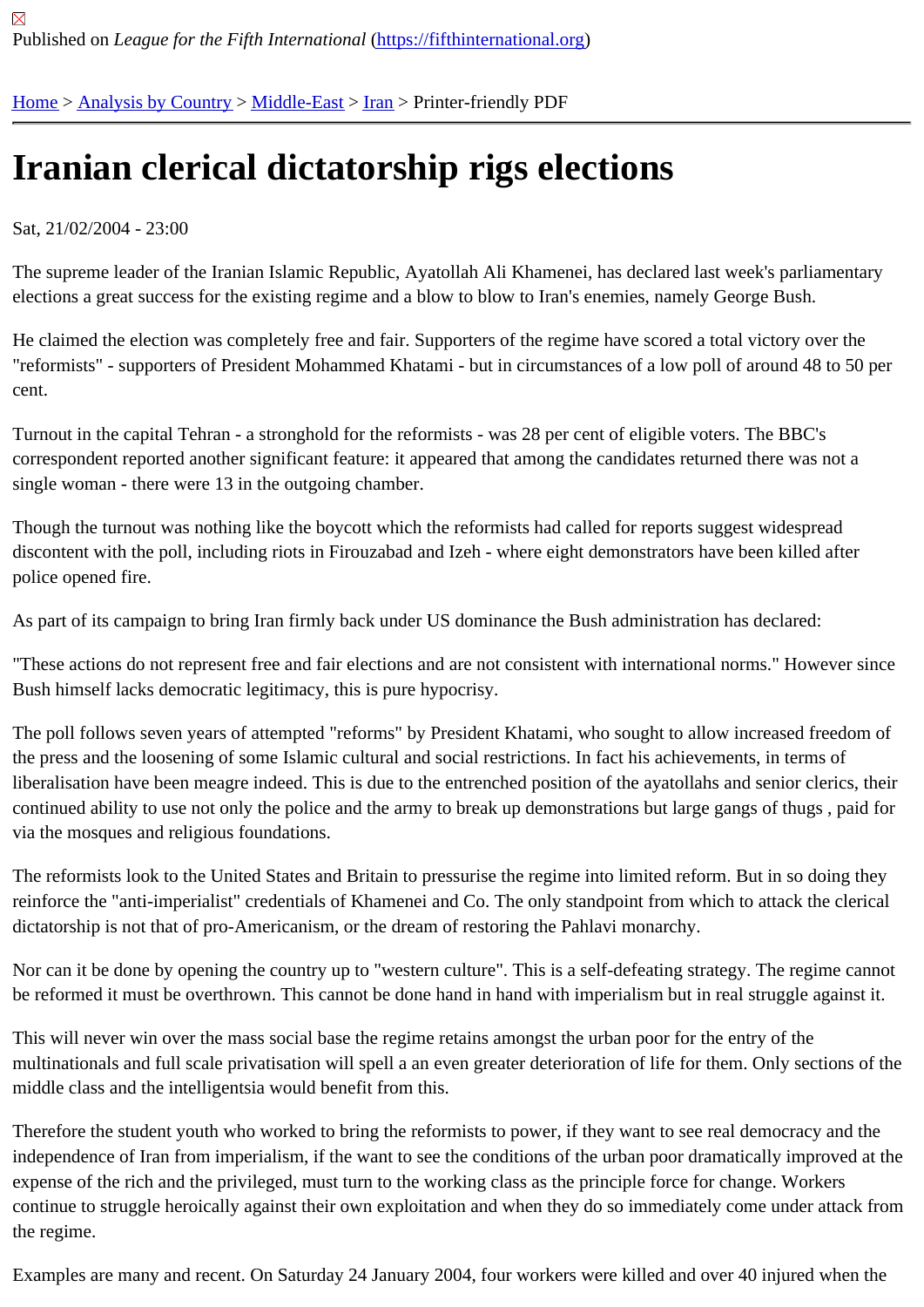Published on *League for the Fifth International* (https://fifthinternational.org)

Home > Analysis by Country > Middle-East > Iran > Printer-friendly PDF

# Iranian clerical dictatorship rigs elections

Sat, 21/02/2004 - 23:00

The supreme leader of the Iranian Islamic Republic, Ayatollah Ali Khamenei, has declared last week's parliamentary elections a great success for the existing regime and a blow to blow to Iran's enemies, namely George Bush.

He claimed the election was completely free and fair. Supporters of the regime have scored a total victory over the "reformists" - supporters of President Mohammed Khatami - but in circumstances of a low poll of around 48 to 50 per cent.

Turnout in the capital Tehran - a stronghold for the reformists - was 28 per cent of eligible voters. The BBC's correspondent reported another significant feature: it appeared that among the candidates returned there was not a single woman - there were 13 in the outgoing chamber.

Though the turnout was nothing like the boycott which the reformists had called for reports suggest widespread discontent with the poll, including riots in Firouzabad and Izeh - where eight demonstrators have been killed after police opened fire.

As part of its campaign to bring Iran firmly back under US dominance the Bush administration has declared:

"These actions do not represent free and fair elections and are not consistent with international norms." However since Bush himself lacks democratic legitimacy, this is pure hypocrisy.

The poll follows seven years of attempted "reforms" by President Khatami, who sought to allow increased freedom of the press and the loosening of some Islamic cultural and social restrictions. In fact his achievements, in terms of liberalisation have been meagre indeed. This is due to the entrenched position of the ayatollahs and senior clerics, their continued ability to use not only the police and the army to break up demonstrations but large gangs of thugs , paid for via the mosques and religious foundations.

The reformists look to the United States and Britain to pressurise the regime into limited reform. But in so doing they reinforce the "anti-imperialist" credentials of Khamenei and Co. The only standpoint from which to attack the clerical dictatorship is not that of pro-Americanism, or the dream of restoring the Pahlavi monarchy.

Nor can it be done by opening the country up to "western culture". This is a self-defeating strategy. The regime cannot be reformed it must be overthrown. This cannot be done hand in hand with imperialism but in real struggle against it.

This will never win over the mass social base the regime retains amongst the urban poor for the entry of the multinationals and full scale privatisation will spell a an even greater deterioration of life for them. Only sections of the middle class and the intelligentsia would benefit from this.

Therefore the student youth who worked to bring the reformists to power, if they want to see real democracy and the independence of Iran from imperialism, if the want to see the conditions of the urban poor dramatically improved at the expense of the rich and the privileged, must turn to the working class as the principle force for change. Workers continue to struggle heroically against their own exploitation and when they do so immediately come under attack from the regime.

Examples are many and recent. On Saturday 24 January 2004, four workers were killed and over 40 injured when the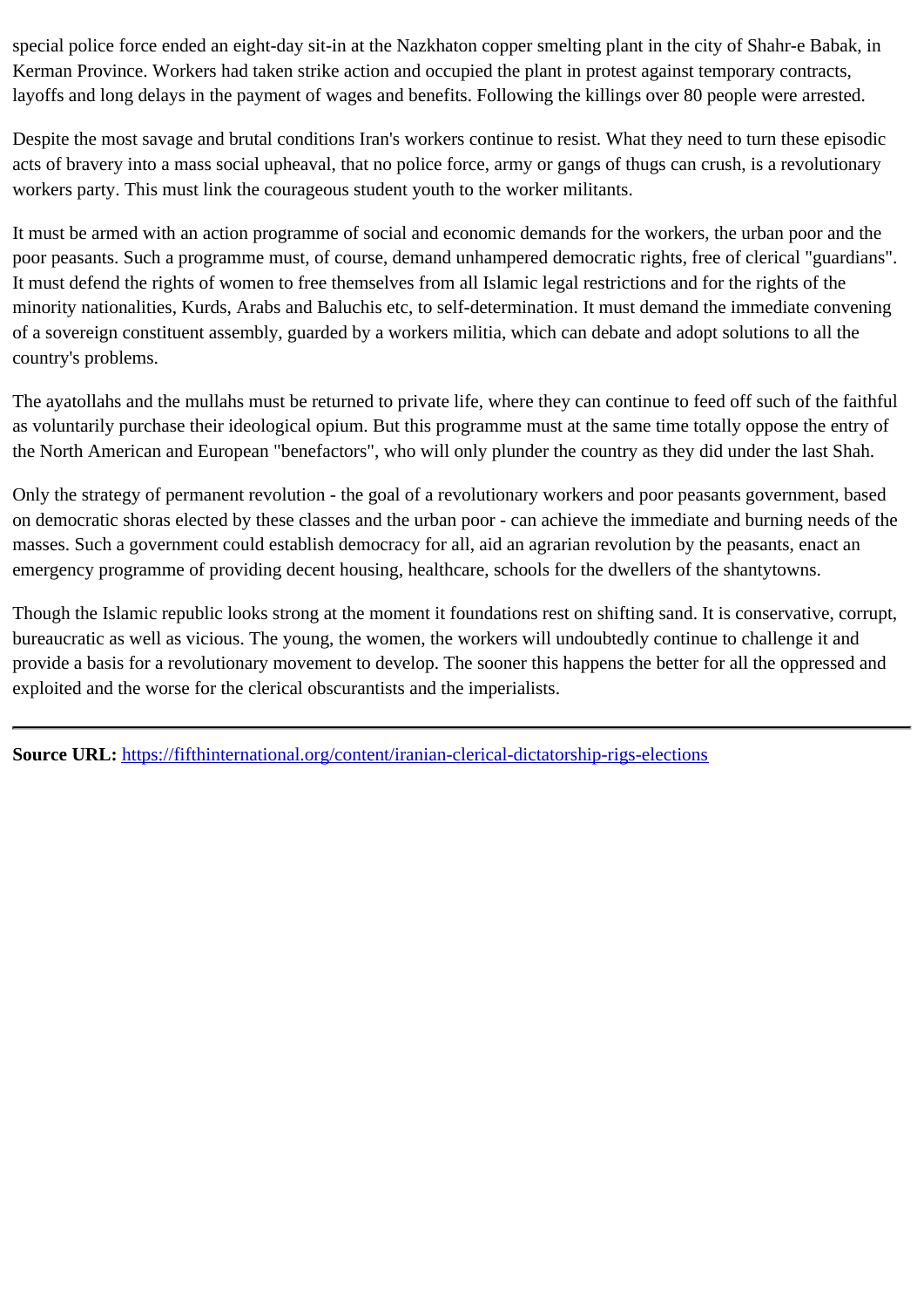special police force ended an eight-day sit-in at the Nazkhaton copper smelting plant in the city of Shahr-e Babak, in Kerman Province. Workers had taken strike action and occupied the plant in protest against temporary contracts, layoffs and long delays in the payment of wages and benefits. Following the killings over 80 people were arrested.

Despite the most savage and brutal conditions Iran's workers continue to resist. What they need to turn these episodic acts of bravery into a mass social upheaval, that no police force, army or gangs of thugs can crush, is a revolutionary workers party. This must link the courageous student youth to the worker militants.

It must be armed with an action programme of social and economic demands for the workers, the urban poor and the poor peasants. Such a programme must, of course, demand unhampered democratic rights, free of clerical "guardians". It must defend the rights of women to free themselves from all Islamic legal restrictions and for the rights of the minority nationalities, Kurds, Arabs and Baluchis etc, to self-determination. It must demand the immediate convening of a sovereign constituent assembly, guarded by a workers militia, which can debate and adopt solutions to all the country's problems.

The ayatollahs and the mullahs must be returned to private life, where they can continue to feed off such of the faithful as voluntarily purchase their ideological opium. But this programme must at the same time totally oppose the entry of the North American and European "benefactors", who will only plunder the country as they did under the last Shah.

Only the strategy of permanent revolution - the goal of a revolutionary workers and poor peasants government, based on democratic shoras elected by these classes and the urban poor - can achieve the immediate and burning needs of the masses. Such a government could establish democracy for all, aid an agrarian revolution by the peasants, enact an emergency programme of providing decent housing, healthcare, schools for the dwellers of the shantytowns.

Though the Islamic republic looks strong at the moment it foundations rest on shifting sand. It is conservative, corrupt, bureaucratic as well as vicious. The young, the women, the workers will undoubtedly continue to challenge it and provide a basis for a revolutionary movement to develop. The sooner this happens the better for all the oppressed and exploited and the worse for the clerical obscurantists and the imperialists.

---

**Source URL:** https://fifthinternational.org/content/iranian-clerical-dictatorship-rigs-elections